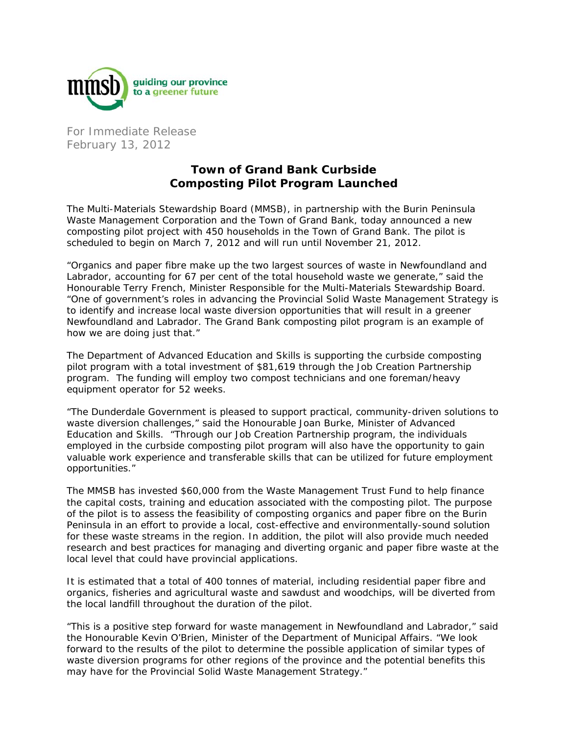mmsb guiding our province to a greener future

For Immediate Release
February 13, 2012

# Town of Grand Bank Curbside Composting Pilot Program Launched

The Multi-Materials Stewardship Board (MMSB), in partnership with the Burin Peninsula Waste Management Corporation and the Town of Grand Bank, today announced a new composting pilot project with 450 households in the Town of Grand Bank. The pilot is scheduled to begin on March 7, 2012 and will run until November 21, 2012.

"Organics and paper fibre make up the two largest sources of waste in Newfoundland and Labrador, accounting for 67 per cent of the total household waste we generate," said the Honourable Terry French, Minister Responsible for the Multi-Materials Stewardship Board. "One of government's roles in advancing the Provincial Solid Waste Management Strategy is to identify and increase local waste diversion opportunities that will result in a greener Newfoundland and Labrador. The Grand Bank composting pilot program is an example of how we are doing just that."

The Department of Advanced Education and Skills is supporting the curbside composting pilot program with a total investment of $81,619 through the Job Creation Partnership program. The funding will employ two compost technicians and one foreman/heavy equipment operator for 52 weeks.

"The Dunderdale Government is pleased to support practical, community-driven solutions to waste diversion challenges," said the Honourable Joan Burke, Minister of Advanced Education and Skills. "Through our Job Creation Partnership program, the individuals employed in the curbside composting pilot program will also have the opportunity to gain valuable work experience and transferable skills that can be utilized for future employment opportunities."

The MMSB has invested $60,000 from the Waste Management Trust Fund to help finance the capital costs, training and education associated with the composting pilot. The purpose of the pilot is to assess the feasibility of composting organics and paper fibre on the Burin Peninsula in an effort to provide a local, cost-effective and environmentally-sound solution for these waste streams in the region. In addition, the pilot will also provide much needed research and best practices for managing and diverting organic and paper fibre waste at the local level that could have provincial applications.

It is estimated that a total of 400 tonnes of material, including residential paper fibre and organics, fisheries and agricultural waste and sawdust and woodchips, will be diverted from the local landfill throughout the duration of the pilot.

"This is a positive step forward for waste management in Newfoundland and Labrador," said the Honourable Kevin O'Brien, Minister of the Department of Municipal Affairs. "We look forward to the results of the pilot to determine the possible application of similar types of waste diversion programs for other regions of the province and the potential benefits this may have for the Provincial Solid Waste Management Strategy."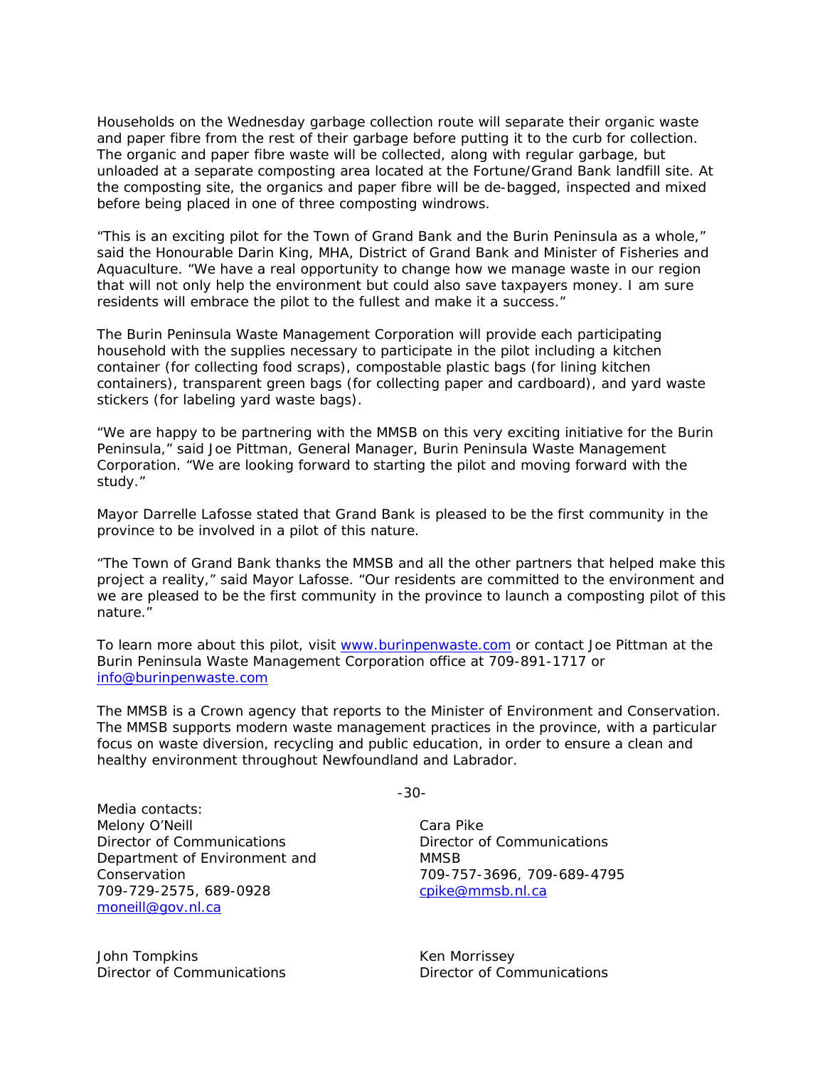Households on the Wednesday garbage collection route will separate their organic waste and paper fibre from the rest of their garbage before putting it to the curb for collection. The organic and paper fibre waste will be collected, along with regular garbage, but unloaded at a separate composting area located at the Fortune/Grand Bank landfill site. At the composting site, the organics and paper fibre will be de-bagged, inspected and mixed before being placed in one of three composting windrows.

"This is an exciting pilot for the Town of Grand Bank and the Burin Peninsula as a whole," said the Honourable Darin King, MHA, District of Grand Bank and Minister of Fisheries and Aquaculture. "We have a real opportunity to change how we manage waste in our region that will not only help the environment but could also save taxpayers money. I am sure residents will embrace the pilot to the fullest and make it a success."

The Burin Peninsula Waste Management Corporation will provide each participating household with the supplies necessary to participate in the pilot including a kitchen container (for collecting food scraps), compostable plastic bags (for lining kitchen containers), transparent green bags (for collecting paper and cardboard), and yard waste stickers (for labeling yard waste bags).

"We are happy to be partnering with the MMSB on this very exciting initiative for the Burin Peninsula," said Joe Pittman, General Manager, Burin Peninsula Waste Management Corporation. "We are looking forward to starting the pilot and moving forward with the study."

Mayor Darrelle Lafosse stated that Grand Bank is pleased to be the first community in the province to be involved in a pilot of this nature.

"The Town of Grand Bank thanks the MMSB and all the other partners that helped make this project a reality," said Mayor Lafosse. "Our residents are committed to the environment and we are pleased to be the first community in the province to launch a composting pilot of this nature."

To learn more about this pilot, visit www.burinpenwaste.com or contact Joe Pittman at the Burin Peninsula Waste Management Corporation office at 709-891-1717 or info@burinpenwaste.com

The MMSB is a Crown agency that reports to the Minister of Environment and Conservation. The MMSB supports modern waste management practices in the province, with a particular focus on waste diversion, recycling and public education, in order to ensure a clean and healthy environment throughout Newfoundland and Labrador.

-30-

Media contacts:

Melony O'Neill
Director of Communications
Department of Environment and Conservation
709-729-2575, 689-0928
moneill@gov.nl.ca

Cara Pike
Director of Communications
MMSB
709-757-3696, 709-689-4795
cpike@mmsb.nl.ca

John Tompkins
Director of Communications

Ken Morrissey
Director of Communications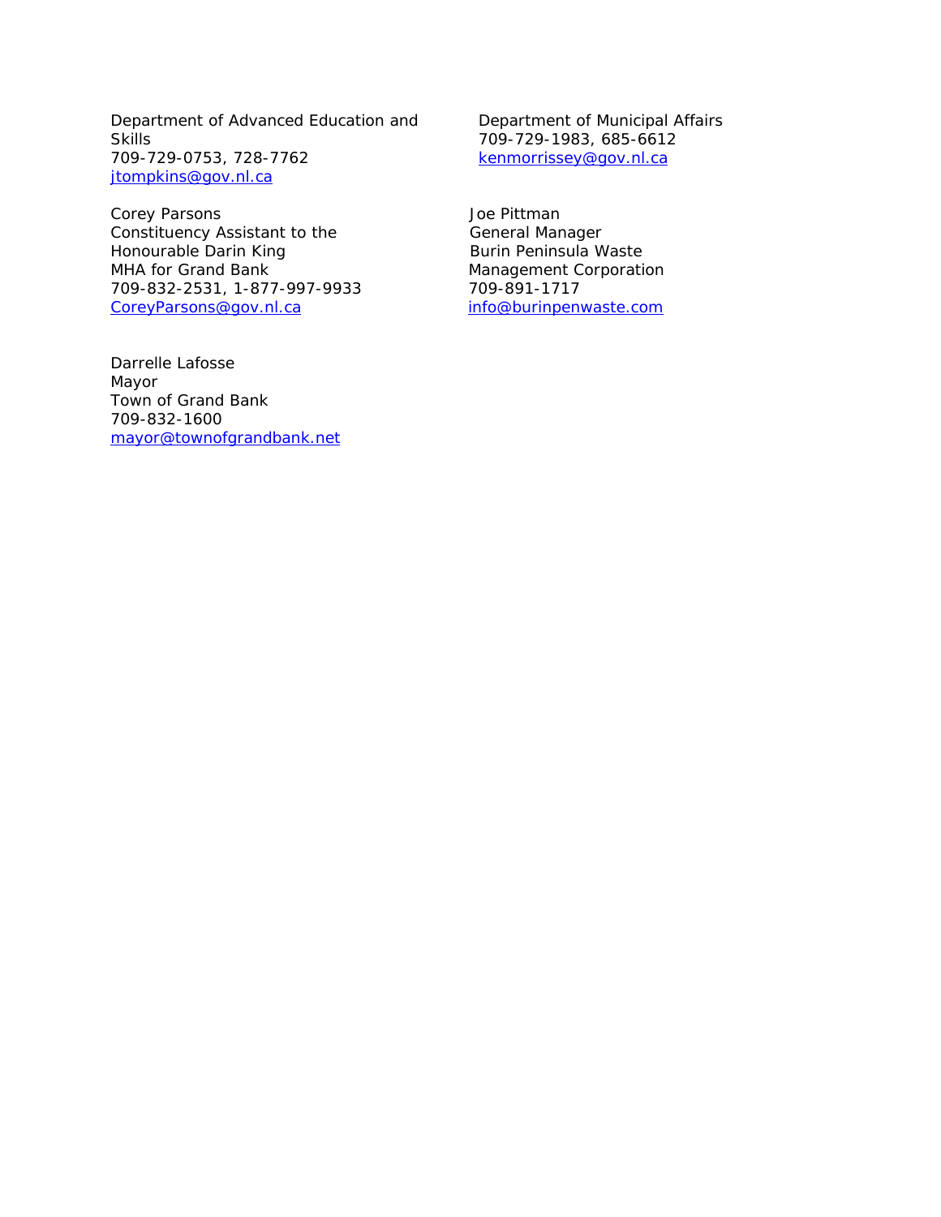Department of Advanced Education and Skills
709-729-0753, 728-7762
jtompkins@gov.nl.ca

Department of Municipal Affairs
709-729-1983, 685-6612
kenmorrissey@gov.nl.ca

Corey Parsons
Constituency Assistant to the Honourable Darin King
MHA for Grand Bank
709-832-2531, 1-877-997-9933
CoreyParsons@gov.nl.ca

Joe Pittman
General Manager
Burin Peninsula Waste Management Corporation
709-891-1717
info@burinpenwaste.com

Darrelle Lafosse
Mayor
Town of Grand Bank
709-832-1600
mayor@townofgrandbank.net